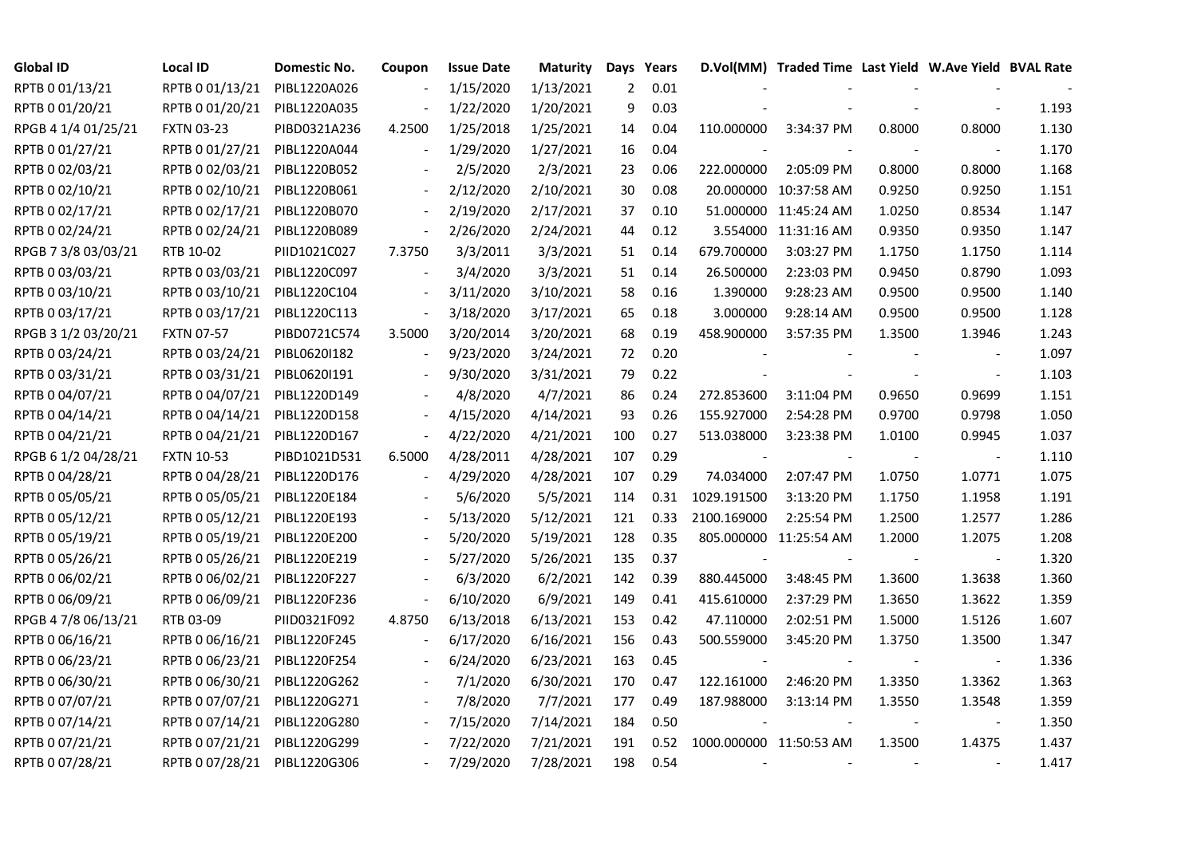| Global ID | Local ID | Domestic No. | Coupon | Issue Date | Maturity | Days | Years | D.Vol(MM) | Traded Time | Last Yield | W.Ave Yield | BVAL Rate |
|---|---|---|---|---|---|---|---|---|---|---|---|---|
| RPTB 0 01/13/21 | RPTB 0 01/13/21 | PIBL1220A026 | - | 1/15/2020 | 1/13/2021 | 2 | 0.01 | - | - | - | - | - |
| RPTB 0 01/20/21 | RPTB 0 01/20/21 | PIBL1220A035 | - | 1/22/2020 | 1/20/2021 | 9 | 0.03 | - | - | - | - | 1.193 |
| RPGB 4 1/4 01/25/21 | FXTN 03-23 | PIBD0321A236 | 4.2500 | 1/25/2018 | 1/25/2021 | 14 | 0.04 | 110.000000 | 3:34:37 PM | 0.8000 | 0.8000 | 1.130 |
| RPTB 0 01/27/21 | RPTB 0 01/27/21 | PIBL1220A044 | - | 1/29/2020 | 1/27/2021 | 16 | 0.04 | - | - | - | - | 1.170 |
| RPTB 0 02/03/21 | RPTB 0 02/03/21 | PIBL1220B052 | - | 2/5/2020 | 2/3/2021 | 23 | 0.06 | 222.000000 | 2:05:09 PM | 0.8000 | 0.8000 | 1.168 |
| RPTB 0 02/10/21 | RPTB 0 02/10/21 | PIBL1220B061 | - | 2/12/2020 | 2/10/2021 | 30 | 0.08 | 20.000000 | 10:37:58 AM | 0.9250 | 0.9250 | 1.151 |
| RPTB 0 02/17/21 | RPTB 0 02/17/21 | PIBL1220B070 | - | 2/19/2020 | 2/17/2021 | 37 | 0.10 | 51.000000 | 11:45:24 AM | 1.0250 | 0.8534 | 1.147 |
| RPTB 0 02/24/21 | RPTB 0 02/24/21 | PIBL1220B089 | - | 2/26/2020 | 2/24/2021 | 44 | 0.12 | 3.554000 | 11:31:16 AM | 0.9350 | 0.9350 | 1.147 |
| RPGB 7 3/8 03/03/21 | RTB 10-02 | PIID1021C027 | 7.3750 | 3/3/2011 | 3/3/2021 | 51 | 0.14 | 679.700000 | 3:03:27 PM | 1.1750 | 1.1750 | 1.114 |
| RPTB 0 03/03/21 | RPTB 0 03/03/21 | PIBL1220C097 | - | 3/4/2020 | 3/3/2021 | 51 | 0.14 | 26.500000 | 2:23:03 PM | 0.9450 | 0.8790 | 1.093 |
| RPTB 0 03/10/21 | RPTB 0 03/10/21 | PIBL1220C104 | - | 3/11/2020 | 3/10/2021 | 58 | 0.16 | 1.390000 | 9:28:23 AM | 0.9500 | 0.9500 | 1.140 |
| RPTB 0 03/17/21 | RPTB 0 03/17/21 | PIBL1220C113 | - | 3/18/2020 | 3/17/2021 | 65 | 0.18 | 3.000000 | 9:28:14 AM | 0.9500 | 0.9500 | 1.128 |
| RPGB 3 1/2 03/20/21 | FXTN 07-57 | PIBD0721C574 | 3.5000 | 3/20/2014 | 3/20/2021 | 68 | 0.19 | 458.900000 | 3:57:35 PM | 1.3500 | 1.3946 | 1.243 |
| RPTB 0 03/24/21 | RPTB 0 03/24/21 | PIBL0620I182 | - | 9/23/2020 | 3/24/2021 | 72 | 0.20 | - | - | - | - | 1.097 |
| RPTB 0 03/31/21 | RPTB 0 03/31/21 | PIBL0620I191 | - | 9/30/2020 | 3/31/2021 | 79 | 0.22 | - | - | - | - | 1.103 |
| RPTB 0 04/07/21 | RPTB 0 04/07/21 | PIBL1220D149 | - | 4/8/2020 | 4/7/2021 | 86 | 0.24 | 272.853600 | 3:11:04 PM | 0.9650 | 0.9699 | 1.151 |
| RPTB 0 04/14/21 | RPTB 0 04/14/21 | PIBL1220D158 | - | 4/15/2020 | 4/14/2021 | 93 | 0.26 | 155.927000 | 2:54:28 PM | 0.9700 | 0.9798 | 1.050 |
| RPTB 0 04/21/21 | RPTB 0 04/21/21 | PIBL1220D167 | - | 4/22/2020 | 4/21/2021 | 100 | 0.27 | 513.038000 | 3:23:38 PM | 1.0100 | 0.9945 | 1.037 |
| RPGB 6 1/2 04/28/21 | FXTN 10-53 | PIBD1021D531 | 6.5000 | 4/28/2011 | 4/28/2021 | 107 | 0.29 | - | - | - | - | 1.110 |
| RPTB 0 04/28/21 | RPTB 0 04/28/21 | PIBL1220D176 | - | 4/29/2020 | 4/28/2021 | 107 | 0.29 | 74.034000 | 2:07:47 PM | 1.0750 | 1.0771 | 1.075 |
| RPTB 0 05/05/21 | RPTB 0 05/05/21 | PIBL1220E184 | - | 5/6/2020 | 5/5/2021 | 114 | 0.31 | 1029.191500 | 3:13:20 PM | 1.1750 | 1.1958 | 1.191 |
| RPTB 0 05/12/21 | RPTB 0 05/12/21 | PIBL1220E193 | - | 5/13/2020 | 5/12/2021 | 121 | 0.33 | 2100.169000 | 2:25:54 PM | 1.2500 | 1.2577 | 1.286 |
| RPTB 0 05/19/21 | RPTB 0 05/19/21 | PIBL1220E200 | - | 5/20/2020 | 5/19/2021 | 128 | 0.35 | 805.000000 | 11:25:54 AM | 1.2000 | 1.2075 | 1.208 |
| RPTB 0 05/26/21 | RPTB 0 05/26/21 | PIBL1220E219 | - | 5/27/2020 | 5/26/2021 | 135 | 0.37 | - | - | - | - | 1.320 |
| RPTB 0 06/02/21 | RPTB 0 06/02/21 | PIBL1220F227 | - | 6/3/2020 | 6/2/2021 | 142 | 0.39 | 880.445000 | 3:48:45 PM | 1.3600 | 1.3638 | 1.360 |
| RPTB 0 06/09/21 | RPTB 0 06/09/21 | PIBL1220F236 | - | 6/10/2020 | 6/9/2021 | 149 | 0.41 | 415.610000 | 2:37:29 PM | 1.3650 | 1.3622 | 1.359 |
| RPGB 4 7/8 06/13/21 | RTB 03-09 | PIID0321F092 | 4.8750 | 6/13/2018 | 6/13/2021 | 153 | 0.42 | 47.110000 | 2:02:51 PM | 1.5000 | 1.5126 | 1.607 |
| RPTB 0 06/16/21 | RPTB 0 06/16/21 | PIBL1220F245 | - | 6/17/2020 | 6/16/2021 | 156 | 0.43 | 500.559000 | 3:45:20 PM | 1.3750 | 1.3500 | 1.347 |
| RPTB 0 06/23/21 | RPTB 0 06/23/21 | PIBL1220F254 | - | 6/24/2020 | 6/23/2021 | 163 | 0.45 | - | - | - | - | 1.336 |
| RPTB 0 06/30/21 | RPTB 0 06/30/21 | PIBL1220G262 | - | 7/1/2020 | 6/30/2021 | 170 | 0.47 | 122.161000 | 2:46:20 PM | 1.3350 | 1.3362 | 1.363 |
| RPTB 0 07/07/21 | RPTB 0 07/07/21 | PIBL1220G271 | - | 7/8/2020 | 7/7/2021 | 177 | 0.49 | 187.988000 | 3:13:14 PM | 1.3550 | 1.3548 | 1.359 |
| RPTB 0 07/14/21 | RPTB 0 07/14/21 | PIBL1220G280 | - | 7/15/2020 | 7/14/2021 | 184 | 0.50 | - | - | - | - | 1.350 |
| RPTB 0 07/21/21 | RPTB 0 07/21/21 | PIBL1220G299 | - | 7/22/2020 | 7/21/2021 | 191 | 0.52 | 1000.000000 | 11:50:53 AM | 1.3500 | 1.4375 | 1.437 |
| RPTB 0 07/28/21 | RPTB 0 07/28/21 | PIBL1220G306 | - | 7/29/2020 | 7/28/2021 | 198 | 0.54 | - | - | - | - | 1.417 |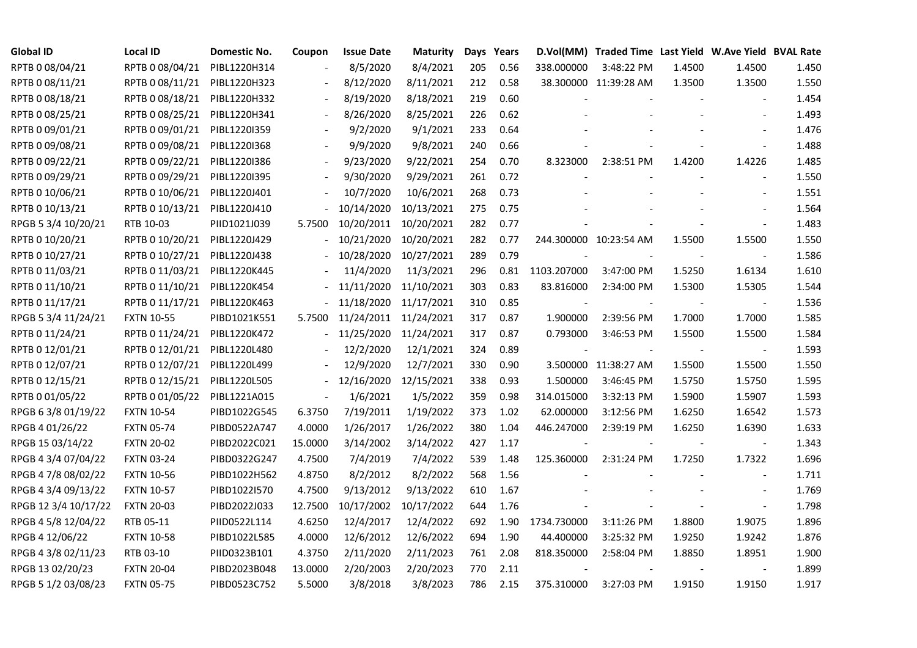| Global ID | Local ID | Domestic No. | Coupon | Issue Date | Maturity | Days | Years | D.Vol(MM) | Traded Time | Last Yield | W.Ave Yield | BVAL Rate |
|---|---|---|---|---|---|---|---|---|---|---|---|---|
| RPTB 0 08/04/21 | RPTB 0 08/04/21 | PIBL1220H314 | - | 8/5/2020 | 8/4/2021 | 205 | 0.56 | 338.000000 | 3:48:22 PM | 1.4500 | 1.4500 | 1.450 |
| RPTB 0 08/11/21 | RPTB 0 08/11/21 | PIBL1220H323 | - | 8/12/2020 | 8/11/2021 | 212 | 0.58 | 38.300000 | 11:39:28 AM | 1.3500 | 1.3500 | 1.550 |
| RPTB 0 08/18/21 | RPTB 0 08/18/21 | PIBL1220H332 | - | 8/19/2020 | 8/18/2021 | 219 | 0.60 | - | - | - | - | 1.454 |
| RPTB 0 08/25/21 | RPTB 0 08/25/21 | PIBL1220H341 | - | 8/26/2020 | 8/25/2021 | 226 | 0.62 | - | - | - | - | 1.493 |
| RPTB 0 09/01/21 | RPTB 0 09/01/21 | PIBL1220I359 | - | 9/2/2020 | 9/1/2021 | 233 | 0.64 | - | - | - | - | 1.476 |
| RPTB 0 09/08/21 | RPTB 0 09/08/21 | PIBL1220I368 | - | 9/9/2020 | 9/8/2021 | 240 | 0.66 | - | - | - | - | 1.488 |
| RPTB 0 09/22/21 | RPTB 0 09/22/21 | PIBL1220I386 | - | 9/23/2020 | 9/22/2021 | 254 | 0.70 | 8.323000 | 2:38:51 PM | 1.4200 | 1.4226 | 1.485 |
| RPTB 0 09/29/21 | RPTB 0 09/29/21 | PIBL1220I395 | - | 9/30/2020 | 9/29/2021 | 261 | 0.72 | - | - | - | - | 1.550 |
| RPTB 0 10/06/21 | RPTB 0 10/06/21 | PIBL1220J401 | - | 10/7/2020 | 10/6/2021 | 268 | 0.73 | - | - | - | - | 1.551 |
| RPTB 0 10/13/21 | RPTB 0 10/13/21 | PIBL1220J410 | - | 10/14/2020 | 10/13/2021 | 275 | 0.75 | - | - | - | - | 1.564 |
| RPGB 5 3/4 10/20/21 | RTB 10-03 | PIID1021J039 | 5.7500 | 10/20/2011 | 10/20/2021 | 282 | 0.77 | - | - | - | - | 1.483 |
| RPTB 0 10/20/21 | RPTB 0 10/20/21 | PIBL1220J429 | - | 10/21/2020 | 10/20/2021 | 282 | 0.77 | 244.300000 | 10:23:54 AM | 1.5500 | 1.5500 | 1.550 |
| RPTB 0 10/27/21 | RPTB 0 10/27/21 | PIBL1220J438 | - | 10/28/2020 | 10/27/2021 | 289 | 0.79 | - | - | - | - | 1.586 |
| RPTB 0 11/03/21 | RPTB 0 11/03/21 | PIBL1220K445 | - | 11/4/2020 | 11/3/2021 | 296 | 0.81 | 1103.207000 | 3:47:00 PM | 1.5250 | 1.6134 | 1.610 |
| RPTB 0 11/10/21 | RPTB 0 11/10/21 | PIBL1220K454 | - | 11/11/2020 | 11/10/2021 | 303 | 0.83 | 83.816000 | 2:34:00 PM | 1.5300 | 1.5305 | 1.544 |
| RPTB 0 11/17/21 | RPTB 0 11/17/21 | PIBL1220K463 | - | 11/18/2020 | 11/17/2021 | 310 | 0.85 | - | - | - | - | 1.536 |
| RPGB 5 3/4 11/24/21 | FXTN 10-55 | PIBD1021K551 | 5.7500 | 11/24/2011 | 11/24/2021 | 317 | 0.87 | 1.900000 | 2:39:56 PM | 1.7000 | 1.7000 | 1.585 |
| RPTB 0 11/24/21 | RPTB 0 11/24/21 | PIBL1220K472 | - | 11/25/2020 | 11/24/2021 | 317 | 0.87 | 0.793000 | 3:46:53 PM | 1.5500 | 1.5500 | 1.584 |
| RPTB 0 12/01/21 | RPTB 0 12/01/21 | PIBL1220L480 | - | 12/2/2020 | 12/1/2021 | 324 | 0.89 | - | - | - | - | 1.593 |
| RPTB 0 12/07/21 | RPTB 0 12/07/21 | PIBL1220L499 | - | 12/9/2020 | 12/7/2021 | 330 | 0.90 | 3.500000 | 11:38:27 AM | 1.5500 | 1.5500 | 1.550 |
| RPTB 0 12/15/21 | RPTB 0 12/15/21 | PIBL1220L505 | - | 12/16/2020 | 12/15/2021 | 338 | 0.93 | 1.500000 | 3:46:45 PM | 1.5750 | 1.5750 | 1.595 |
| RPTB 0 01/05/22 | RPTB 0 01/05/22 | PIBL1221A015 | - | 1/6/2021 | 1/5/2022 | 359 | 0.98 | 314.015000 | 3:32:13 PM | 1.5900 | 1.5907 | 1.593 |
| RPGB 6 3/8 01/19/22 | FXTN 10-54 | PIBD1022G545 | 6.3750 | 7/19/2011 | 1/19/2022 | 373 | 1.02 | 62.000000 | 3:12:56 PM | 1.6250 | 1.6542 | 1.573 |
| RPGB 4 01/26/22 | FXTN 05-74 | PIBD0522A747 | 4.0000 | 1/26/2017 | 1/26/2022 | 380 | 1.04 | 446.247000 | 2:39:19 PM | 1.6250 | 1.6390 | 1.633 |
| RPGB 15 03/14/22 | FXTN 20-02 | PIBD2022C021 | 15.0000 | 3/14/2002 | 3/14/2022 | 427 | 1.17 | - | - | - | - | 1.343 |
| RPGB 4 3/4 07/04/22 | FXTN 03-24 | PIBD0322G247 | 4.7500 | 7/4/2019 | 7/4/2022 | 539 | 1.48 | 125.360000 | 2:31:24 PM | 1.7250 | 1.7322 | 1.696 |
| RPGB 4 7/8 08/02/22 | FXTN 10-56 | PIBD1022H562 | 4.8750 | 8/2/2012 | 8/2/2022 | 568 | 1.56 | - | - | - | - | 1.711 |
| RPGB 4 3/4 09/13/22 | FXTN 10-57 | PIBD1022I570 | 4.7500 | 9/13/2012 | 9/13/2022 | 610 | 1.67 | - | - | - | - | 1.769 |
| RPGB 12 3/4 10/17/22 | FXTN 20-03 | PIBD2022J033 | 12.7500 | 10/17/2002 | 10/17/2022 | 644 | 1.76 | - | - | - | - | 1.798 |
| RPGB 4 5/8 12/04/22 | RTB 05-11 | PIID0522L114 | 4.6250 | 12/4/2017 | 12/4/2022 | 692 | 1.90 | 1734.730000 | 3:11:26 PM | 1.8800 | 1.9075 | 1.896 |
| RPGB 4 12/06/22 | FXTN 10-58 | PIBD1022L585 | 4.0000 | 12/6/2012 | 12/6/2022 | 694 | 1.90 | 44.400000 | 3:25:32 PM | 1.9250 | 1.9242 | 1.876 |
| RPGB 4 3/8 02/11/23 | RTB 03-10 | PIID0323B101 | 4.3750 | 2/11/2020 | 2/11/2023 | 761 | 2.08 | 818.350000 | 2:58:04 PM | 1.8850 | 1.8951 | 1.900 |
| RPGB 13 02/20/23 | FXTN 20-04 | PIBD2023B048 | 13.0000 | 2/20/2003 | 2/20/2023 | 770 | 2.11 | - | - | - | - | 1.899 |
| RPGB 5 1/2 03/08/23 | FXTN 05-75 | PIBD0523C752 | 5.5000 | 3/8/2018 | 3/8/2023 | 786 | 2.15 | 375.310000 | 3:27:03 PM | 1.9150 | 1.9150 | 1.917 |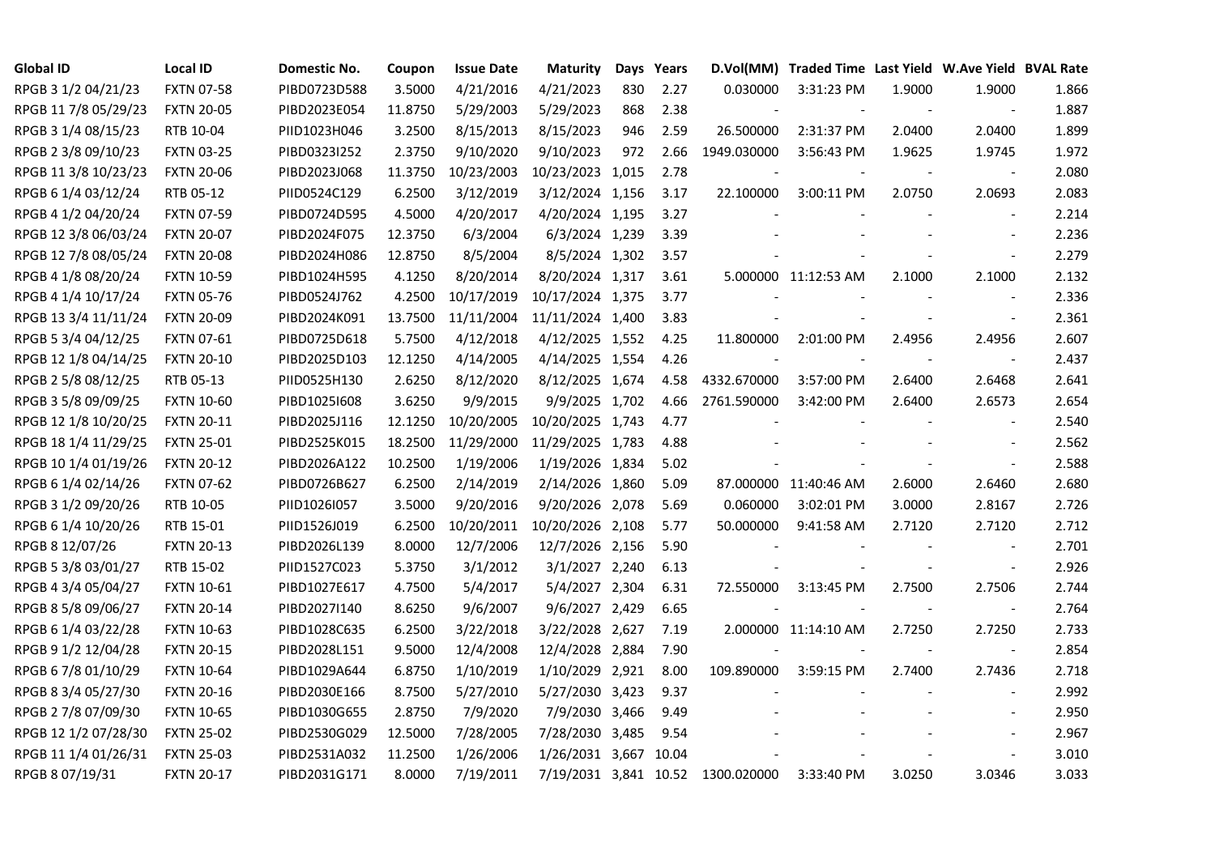| Global ID | Local ID | Domestic No. | Coupon | Issue Date | Maturity | Days | Years | D.Vol(MM) | Traded Time | Last Yield | W.Ave Yield | BVAL Rate |
|---|---|---|---|---|---|---|---|---|---|---|---|---|
| RPGB 3 1/2 04/21/23 | FXTN 07-58 | PIBD0723D588 | 3.5000 | 4/21/2016 | 4/21/2023 | 830 | 2.27 | 0.030000 | 3:31:23 PM | 1.9000 | 1.9000 | 1.866 |
| RPGB 11 7/8 05/29/23 | FXTN 20-05 | PIBD2023E054 | 11.8750 | 5/29/2003 | 5/29/2023 | 868 | 2.38 | - | - | - | - | 1.887 |
| RPGB 3 1/4 08/15/23 | RTB 10-04 | PIID1023H046 | 3.2500 | 8/15/2013 | 8/15/2023 | 946 | 2.59 | 26.500000 | 2:31:37 PM | 2.0400 | 2.0400 | 1.899 |
| RPGB 2 3/8 09/10/23 | FXTN 03-25 | PIBD0323I252 | 2.3750 | 9/10/2020 | 9/10/2023 | 972 | 2.66 | 1949.030000 | 3:56:43 PM | 1.9625 | 1.9745 | 1.972 |
| RPGB 11 3/8 10/23/23 | FXTN 20-06 | PIBD2023J068 | 11.3750 | 10/23/2003 | 10/23/2023 | 1,015 | 2.78 | - | - | - | - | 2.080 |
| RPGB 6 1/4 03/12/24 | RTB 05-12 | PIID0524C129 | 6.2500 | 3/12/2019 | 3/12/2024 | 1,156 | 3.17 | 22.100000 | 3:00:11 PM | 2.0750 | 2.0693 | 2.083 |
| RPGB 4 1/2 04/20/24 | FXTN 07-59 | PIBD0724D595 | 4.5000 | 4/20/2017 | 4/20/2024 | 1,195 | 3.27 | - | - | - | - | 2.214 |
| RPGB 12 3/8 06/03/24 | FXTN 20-07 | PIBD2024F075 | 12.3750 | 6/3/2004 | 6/3/2024 | 1,239 | 3.39 | - | - | - | - | 2.236 |
| RPGB 12 7/8 08/05/24 | FXTN 20-08 | PIBD2024H086 | 12.8750 | 8/5/2004 | 8/5/2024 | 1,302 | 3.57 | - | - | - | - | 2.279 |
| RPGB 4 1/8 08/20/24 | FXTN 10-59 | PIBD1024H595 | 4.1250 | 8/20/2014 | 8/20/2024 | 1,317 | 3.61 | 5.000000 | 11:12:53 AM | 2.1000 | 2.1000 | 2.132 |
| RPGB 4 1/4 10/17/24 | FXTN 05-76 | PIBD0524J762 | 4.2500 | 10/17/2019 | 10/17/2024 | 1,375 | 3.77 | - | - | - | - | 2.336 |
| RPGB 13 3/4 11/11/24 | FXTN 20-09 | PIBD2024K091 | 13.7500 | 11/11/2004 | 11/11/2024 | 1,400 | 3.83 | - | - | - | - | 2.361 |
| RPGB 5 3/4 04/12/25 | FXTN 07-61 | PIBD0725D618 | 5.7500 | 4/12/2018 | 4/12/2025 | 1,552 | 4.25 | 11.800000 | 2:01:00 PM | 2.4956 | 2.4956 | 2.607 |
| RPGB 12 1/8 04/14/25 | FXTN 20-10 | PIBD2025D103 | 12.1250 | 4/14/2005 | 4/14/2025 | 1,554 | 4.26 | - | - | - | - | 2.437 |
| RPGB 2 5/8 08/12/25 | RTB 05-13 | PIID0525H130 | 2.6250 | 8/12/2020 | 8/12/2025 | 1,674 | 4.58 | 4332.670000 | 3:57:00 PM | 2.6400 | 2.6468 | 2.641 |
| RPGB 3 5/8 09/09/25 | FXTN 10-60 | PIBD1025I608 | 3.6250 | 9/9/2015 | 9/9/2025 | 1,702 | 4.66 | 2761.590000 | 3:42:00 PM | 2.6400 | 2.6573 | 2.654 |
| RPGB 12 1/8 10/20/25 | FXTN 20-11 | PIBD2025J116 | 12.1250 | 10/20/2005 | 10/20/2025 | 1,743 | 4.77 | - | - | - | - | 2.540 |
| RPGB 18 1/4 11/29/25 | FXTN 25-01 | PIBD2525K015 | 18.2500 | 11/29/2000 | 11/29/2025 | 1,783 | 4.88 | - | - | - | - | 2.562 |
| RPGB 10 1/4 01/19/26 | FXTN 20-12 | PIBD2026A122 | 10.2500 | 1/19/2006 | 1/19/2026 | 1,834 | 5.02 | - | - | - | - | 2.588 |
| RPGB 6 1/4 02/14/26 | FXTN 07-62 | PIBD0726B627 | 6.2500 | 2/14/2019 | 2/14/2026 | 1,860 | 5.09 | 87.000000 | 11:40:46 AM | 2.6000 | 2.6460 | 2.680 |
| RPGB 3 1/2 09/20/26 | RTB 10-05 | PIID1026I057 | 3.5000 | 9/20/2016 | 9/20/2026 | 2,078 | 5.69 | 0.060000 | 3:02:01 PM | 3.0000 | 2.8167 | 2.726 |
| RPGB 6 1/4 10/20/26 | RTB 15-01 | PIID1526J019 | 6.2500 | 10/20/2011 | 10/20/2026 | 2,108 | 5.77 | 50.000000 | 9:41:58 AM | 2.7120 | 2.7120 | 2.712 |
| RPGB 8 12/07/26 | FXTN 20-13 | PIBD2026L139 | 8.0000 | 12/7/2006 | 12/7/2026 | 2,156 | 5.90 | - | - | - | - | 2.701 |
| RPGB 5 3/8 03/01/27 | RTB 15-02 | PIID1527C023 | 5.3750 | 3/1/2012 | 3/1/2027 | 2,240 | 6.13 | - | - | - | - | 2.926 |
| RPGB 4 3/4 05/04/27 | FXTN 10-61 | PIBD1027E617 | 4.7500 | 5/4/2017 | 5/4/2027 | 2,304 | 6.31 | 72.550000 | 3:13:45 PM | 2.7500 | 2.7506 | 2.744 |
| RPGB 8 5/8 09/06/27 | FXTN 20-14 | PIBD2027I140 | 8.6250 | 9/6/2007 | 9/6/2027 | 2,429 | 6.65 | - | - | - | - | 2.764 |
| RPGB 6 1/4 03/22/28 | FXTN 10-63 | PIBD1028C635 | 6.2500 | 3/22/2018 | 3/22/2028 | 2,627 | 7.19 | 2.000000 | 11:14:10 AM | 2.7250 | 2.7250 | 2.733 |
| RPGB 9 1/2 12/04/28 | FXTN 20-15 | PIBD2028L151 | 9.5000 | 12/4/2008 | 12/4/2028 | 2,884 | 7.90 | - | - | - | - | 2.854 |
| RPGB 6 7/8 01/10/29 | FXTN 10-64 | PIBD1029A644 | 6.8750 | 1/10/2019 | 1/10/2029 | 2,921 | 8.00 | 109.890000 | 3:59:15 PM | 2.7400 | 2.7436 | 2.718 |
| RPGB 8 3/4 05/27/30 | FXTN 20-16 | PIBD2030E166 | 8.7500 | 5/27/2010 | 5/27/2030 | 3,423 | 9.37 | - | - | - | - | 2.992 |
| RPGB 2 7/8 07/09/30 | FXTN 10-65 | PIBD1030G655 | 2.8750 | 7/9/2020 | 7/9/2030 | 3,466 | 9.49 | - | - | - | - | 2.950 |
| RPGB 12 1/2 07/28/30 | FXTN 25-02 | PIBD2530G029 | 12.5000 | 7/28/2005 | 7/28/2030 | 3,485 | 9.54 | - | - | - | - | 2.967 |
| RPGB 11 1/4 01/26/31 | FXTN 25-03 | PIBD2531A032 | 11.2500 | 1/26/2006 | 1/26/2031 | 3,667 | 10.04 | - | - | - | - | 3.010 |
| RPGB 8 07/19/31 | FXTN 20-17 | PIBD2031G171 | 8.0000 | 7/19/2011 | 7/19/2031 | 3,841 | 10.52 | 1300.020000 | 3:33:40 PM | 3.0250 | 3.0346 | 3.033 |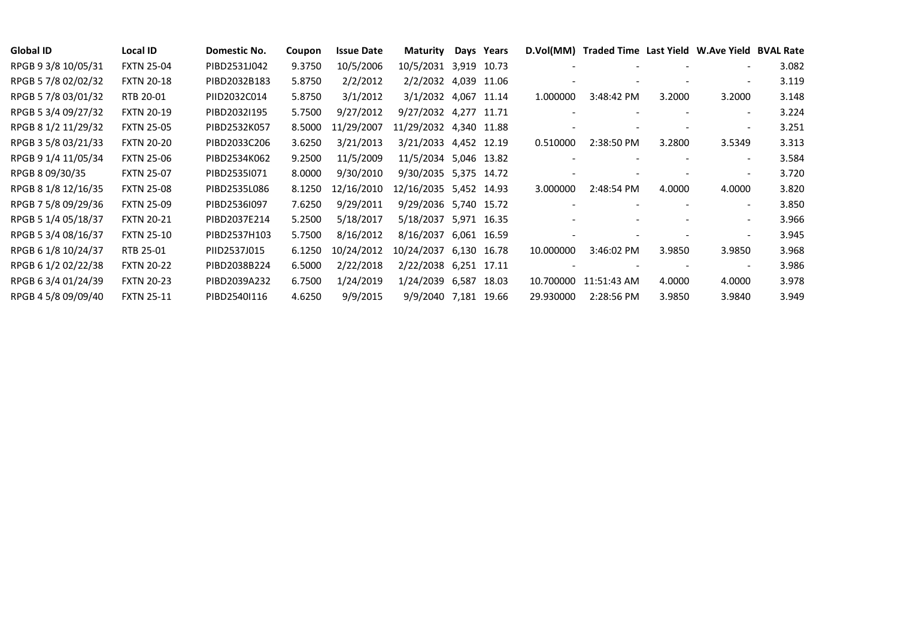| Global ID | Local ID | Domestic No. | Coupon | Issue Date | Maturity | Days | Years | D.Vol(MM) | Traded Time | Last Yield | W.Ave Yield | BVAL Rate |
|---|---|---|---|---|---|---|---|---|---|---|---|---|
| RPGB 9 3/8 10/05/31 | FXTN 25-04 | PIBD2531J042 | 9.3750 | 10/5/2006 | 10/5/2031 | 3,919 | 10.73 | - | - | - | - | 3.082 |
| RPGB 5 7/8 02/02/32 | FXTN 20-18 | PIBD2032B183 | 5.8750 | 2/2/2012 | 2/2/2032 | 4,039 | 11.06 | - | - | - | - | 3.119 |
| RPGB 5 7/8 03/01/32 | RTB 20-01 | PIID2032C014 | 5.8750 | 3/1/2012 | 3/1/2032 | 4,067 | 11.14 | 1.000000 | 3:48:42 PM | 3.2000 | 3.2000 | 3.148 |
| RPGB 5 3/4 09/27/32 | FXTN 20-19 | PIBD2032I195 | 5.7500 | 9/27/2012 | 9/27/2032 | 4,277 | 11.71 | - | - | - | - | 3.224 |
| RPGB 8 1/2 11/29/32 | FXTN 25-05 | PIBD2532K057 | 8.5000 | 11/29/2007 | 11/29/2032 | 4,340 | 11.88 | - | - | - | - | 3.251 |
| RPGB 3 5/8 03/21/33 | FXTN 20-20 | PIBD2033C206 | 3.6250 | 3/21/2013 | 3/21/2033 | 4,452 | 12.19 | 0.510000 | 2:38:50 PM | 3.2800 | 3.5349 | 3.313 |
| RPGB 9 1/4 11/05/34 | FXTN 25-06 | PIBD2534K062 | 9.2500 | 11/5/2009 | 11/5/2034 | 5,046 | 13.82 | - | - | - | - | 3.584 |
| RPGB 8 09/30/35 | FXTN 25-07 | PIBD2535I071 | 8.0000 | 9/30/2010 | 9/30/2035 | 5,375 | 14.72 | - | - | - | - | 3.720 |
| RPGB 8 1/8 12/16/35 | FXTN 25-08 | PIBD2535L086 | 8.1250 | 12/16/2010 | 12/16/2035 | 5,452 | 14.93 | 3.000000 | 2:48:54 PM | 4.0000 | 4.0000 | 3.820 |
| RPGB 7 5/8 09/29/36 | FXTN 25-09 | PIBD2536I097 | 7.6250 | 9/29/2011 | 9/29/2036 | 5,740 | 15.72 | - | - | - | - | 3.850 |
| RPGB 5 1/4 05/18/37 | FXTN 20-21 | PIBD2037E214 | 5.2500 | 5/18/2017 | 5/18/2037 | 5,971 | 16.35 | - | - | - | - | 3.966 |
| RPGB 5 3/4 08/16/37 | FXTN 25-10 | PIBD2537H103 | 5.7500 | 8/16/2012 | 8/16/2037 | 6,061 | 16.59 | - | - | - | - | 3.945 |
| RPGB 6 1/8 10/24/37 | RTB 25-01 | PIID2537J015 | 6.1250 | 10/24/2012 | 10/24/2037 | 6,130 | 16.78 | 10.000000 | 3:46:02 PM | 3.9850 | 3.9850 | 3.968 |
| RPGB 6 1/2 02/22/38 | FXTN 20-22 | PIBD2038B224 | 6.5000 | 2/22/2018 | 2/22/2038 | 6,251 | 17.11 | - | - | - | - | 3.986 |
| RPGB 6 3/4 01/24/39 | FXTN 20-23 | PIBD2039A232 | 6.7500 | 1/24/2019 | 1/24/2039 | 6,587 | 18.03 | 10.700000 | 11:51:43 AM | 4.0000 | 4.0000 | 3.978 |
| RPGB 4 5/8 09/09/40 | FXTN 25-11 | PIBD2540I116 | 4.6250 | 9/9/2015 | 9/9/2040 | 7,181 | 19.66 | 29.930000 | 2:28:56 PM | 3.9850 | 3.9840 | 3.949 |